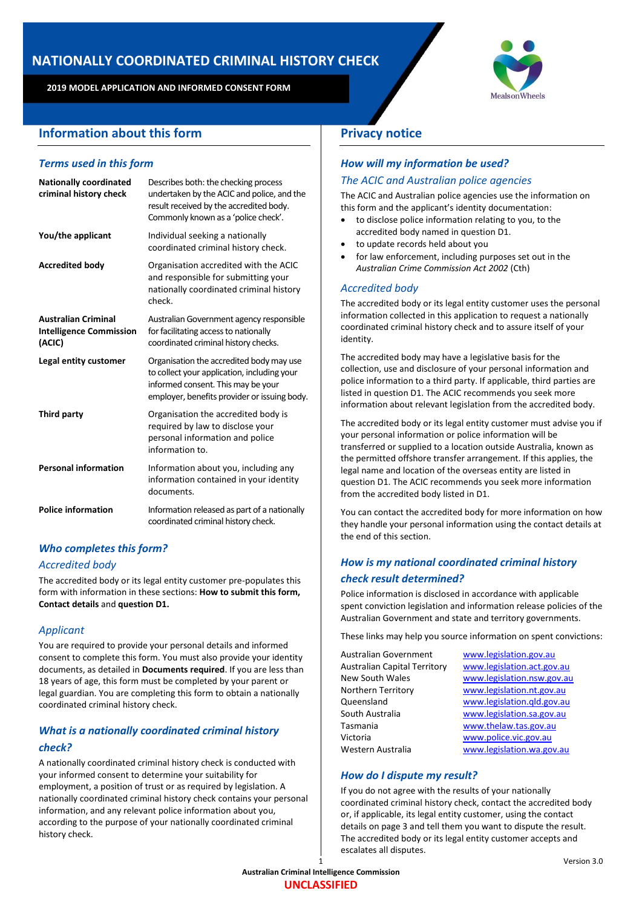# NATIONALLY COORDINATED CRIMINAL HISTORY CHECK

**2019 MODEL APPLICATION AND INFORMED CONSENT FORM**

MealsonWheels

## Information about this form

### *Terms used in this form*

| Term | Description |
| --- | --- |
| **Nationally coordinated criminal history check** | Describes both: the checking process undertaken by the ACIC and police, and the result received by the accredited body. Commonly known as a 'police check'. |
| **You/the applicant** | Individual seeking a nationally coordinated criminal history check. |
| **Accredited body** | Organisation accredited with the ACIC and responsible for submitting your nationally coordinated criminal history check. |
| **Australian Criminal Intelligence Commission (ACIC)** | Australian Government agency responsible for facilitating access to nationally coordinated criminal history checks. |
| **Legal entity customer** | Organisation the accredited body may use to collect your application, including your informed consent. This may be your employer, benefits provider or issuing body. |
| **Third party** | Organisation the accredited body is required by law to disclose your personal information and police information to. |
| **Personal information** | Information about you, including any information contained in your identity documents. |
| **Police information** | Information released as part of a nationally coordinated criminal history check. |

### *Who completes this form?*

*Accredited body*

The accredited body or its legal entity customer pre-populates this form with information in these sections: **How to submit this form, Contact details** and **question D1.**

*Applicant*

You are required to provide your personal details and informed consent to complete this form. You must also provide your identity documents, as detailed in **Documents required**. If you are less than 18 years of age, this form must be completed by your parent or legal guardian. You are completing this form to obtain a nationally coordinated criminal history check.

### *What is a nationally coordinated criminal history check?*

A nationally coordinated criminal history check is conducted with your informed consent to determine your suitability for employment, a position of trust or as required by legislation. A nationally coordinated criminal history check contains your personal information, and any relevant police information about you, according to the purpose of your nationally coordinated criminal history check.

## Privacy notice

### *How will my information be used?*

*The ACIC and Australian police agencies*

The ACIC and Australian police agencies use the information on this form and the applicant's identity documentation:

- to disclose police information relating to you, to the accredited body named in question D1.
- to update records held about you
- for law enforcement, including purposes set out in the *Australian Crime Commission Act 2002* (Cth)

*Accredited body*

The accredited body or its legal entity customer uses the personal information collected in this application to request a nationally coordinated criminal history check and to assure itself of your identity.

The accredited body may have a legislative basis for the collection, use and disclosure of your personal information and police information to a third party. If applicable, third parties are listed in question D1. The ACIC recommends you seek more information about relevant legislation from the accredited body.

The accredited body or its legal entity customer must advise you if your personal information or police information will be transferred or supplied to a location outside Australia, known as the permitted offshore transfer arrangement. If this applies, the legal name and location of the overseas entity are listed in question D1. The ACIC recommends you seek more information from the accredited body listed in D1.

You can contact the accredited body for more information on how they handle your personal information using the contact details at the end of this section.

### *How is my national coordinated criminal history check result determined?*

Police information is disclosed in accordance with applicable spent conviction legislation and information release policies of the Australian Government and state and territory governments.

These links may help you source information on spent convictions:

| | |
| --- | --- |
| Australian Government | www.legislation.gov.au |
| Australian Capital Territory | www.legislation.act.gov.au |
| New South Wales | www.legislation.nsw.gov.au |
| Northern Territory | www.legislation.nt.gov.au |
| Queensland | www.legislation.qld.gov.au |
| South Australia | www.legislation.sa.gov.au |
| Tasmania | www.thelaw.tas.gov.au |
| Victoria | www.police.vic.gov.au |
| Western Australia | www.legislation.wa.gov.au |

### *How do I dispute my result?*

If you do not agree with the results of your nationally coordinated criminal history check, contact the accredited body or, if applicable, its legal entity customer, using the contact details on page 3 and tell them you want to dispute the result. The accredited body or its legal entity customer accepts and escalates all disputes.

Version 3.0

Australian Criminal Intelligence Commission

**UNCLASSIFIED**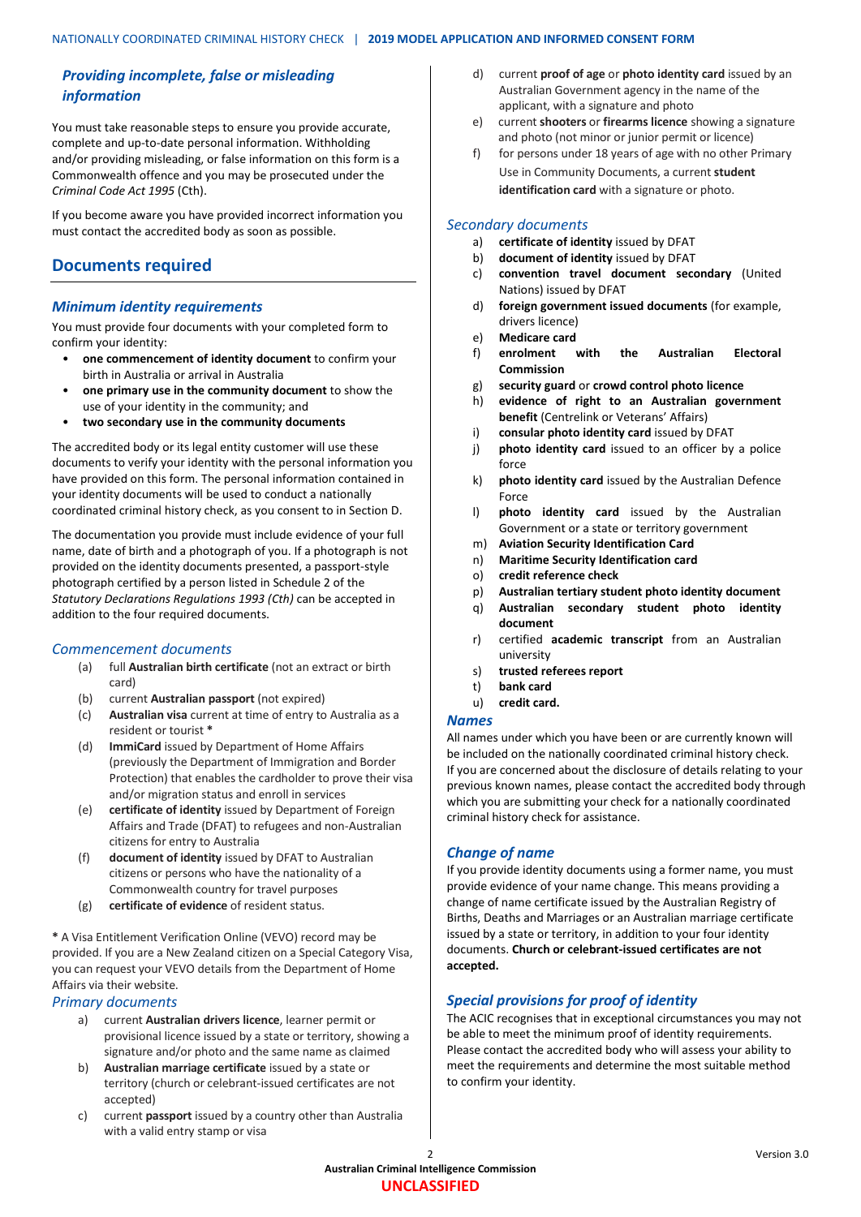## *Providing incomplete, false or misleading information*

You must take reasonable steps to ensure you provide accurate, complete and up-to-date personal information. Withholding and/or providing misleading, or false information on this form is a Commonwealth offence and you may be prosecuted under the *Criminal Code Act 1995* (Cth).

If you become aware you have provided incorrect information you must contact the accredited body as soon as possible.

## Documents required

### *Minimum identity requirements*

You must provide four documents with your completed form to confirm your identity:

- **one commencement of identity document** to confirm your birth in Australia or arrival in Australia
- **one primary use in the community document** to show the use of your identity in the community; and
- **two secondary use in the community documents**

The accredited body or its legal entity customer will use these documents to verify your identity with the personal information you have provided on this form. The personal information contained in your identity documents will be used to conduct a nationally coordinated criminal history check, as you consent to in Section D.

The documentation you provide must include evidence of your full name, date of birth and a photograph of you. If a photograph is not provided on the identity documents presented, a passport-style photograph certified by a person listed in Schedule 2 of the *Statutory Declarations Regulations 1993 (Cth)* can be accepted in addition to the four required documents.

### *Commencement documents*

(a) full **Australian birth certificate** (not an extract or birth card)
(b) current **Australian passport** (not expired)
(c) **Australian visa** current at time of entry to Australia as a resident or tourist **\***
(d) **ImmiCard** issued by Department of Home Affairs (previously the Department of Immigration and Border Protection) that enables the cardholder to prove their visa and/or migration status and enroll in services
(e) **certificate of identity** issued by Department of Foreign Affairs and Trade (DFAT) to refugees and non-Australian citizens for entry to Australia
(f) **document of identity** issued by DFAT to Australian citizens or persons who have the nationality of a Commonwealth country for travel purposes
(g) **certificate of evidence** of resident status.

**\*** A Visa Entitlement Verification Online (VEVO) record may be provided. If you are a New Zealand citizen on a Special Category Visa, you can request your VEVO details from the Department of Home Affairs via their website.

### *Primary documents*

a) current **Australian drivers licence**, learner permit or provisional licence issued by a state or territory, showing a signature and/or photo and the same name as claimed
b) **Australian marriage certificate** issued by a state or territory (church or celebrant-issued certificates are not accepted)
c) current **passport** issued by a country other than Australia with a valid entry stamp or visa
d) current **proof of age** or **photo identity card** issued by an Australian Government agency in the name of the applicant, with a signature and photo
e) current **shooters** or **firearms licence** showing a signature and photo (not minor or junior permit or licence)
f) for persons under 18 years of age with no other Primary Use in Community Documents, a current **student identification card** with a signature or photo.

### *Secondary documents*

a) **certificate of identity** issued by DFAT
b) **document of identity** issued by DFAT
c) **convention travel document secondary** (United Nations) issued by DFAT
d) **foreign government issued documents** (for example, drivers licence)
e) **Medicare card**
f) **enrolment with the Australian Electoral Commission**
g) **security guard** or **crowd control photo licence**
h) **evidence of right to an Australian government benefit** (Centrelink or Veterans' Affairs)
i) **consular photo identity card** issued by DFAT
j) **photo identity card** issued to an officer by a police force
k) **photo identity card** issued by the Australian Defence Force
l) **photo identity card** issued by the Australian Government or a state or territory government
m) **Aviation Security Identification Card**
n) **Maritime Security Identification card**
o) **credit reference check**
p) **Australian tertiary student photo identity document**
q) **Australian secondary student photo identity document**
r) certified **academic transcript** from an Australian university
s) **trusted referees report**
t) **bank card**
u) **credit card.**

### *Names*

All names under which you have been or are currently known will be included on the nationally coordinated criminal history check. If you are concerned about the disclosure of details relating to your previous known names, please contact the accredited body through which you are submitting your check for a nationally coordinated criminal history check for assistance.

### *Change of name*

If you provide identity documents using a former name, you must provide evidence of your name change. This means providing a change of name certificate issued by the Australian Registry of Births, Deaths and Marriages or an Australian marriage certificate issued by a state or territory, in addition to your four identity documents. **Church or celebrant-issued certificates are not accepted.**

### *Special provisions for proof of identity*

The ACIC recognises that in exceptional circumstances you may not be able to meet the minimum proof of identity requirements. Please contact the accredited body who will assess your ability to meet the requirements and determine the most suitable method to confirm your identity.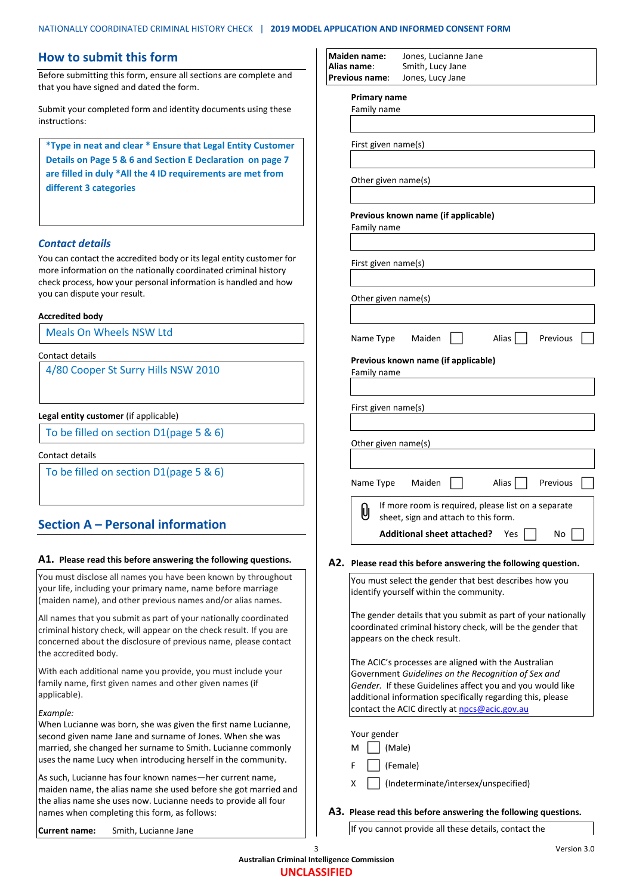## How to submit this form

Before submitting this form, ensure all sections are complete and that you have signed and dated the form.

Submit your completed form and identity documents using these instructions:

**\*Type in neat and clear \* Ensure that Legal Entity Customer Details on Page 5 & 6 and Section E Declaration on page 7 are filled in duly \*All the 4 ID requirements are met from different 3 categories**

### *Contact details*

You can contact the accredited body or its legal entity customer for more information on the nationally coordinated criminal history check process, how your personal information is handled and how you can dispute your result.

**Accredited body**

Meals On Wheels NSW Ltd

Contact details

4/80 Cooper St Surry Hills NSW 2010

**Legal entity customer** (if applicable)

To be filled on section D1(page 5 & 6)

Contact details

To be filled on section D1(page 5 & 6)

## Section A – Personal information

**A1. Please read this before answering the following questions.**

You must disclose all names you have been known by throughout your life, including your primary name, name before marriage (maiden name), and other previous names and/or alias names.

All names that you submit as part of your nationally coordinated criminal history check, will appear on the check result. If you are concerned about the disclosure of previous name, please contact the accredited body.

With each additional name you provide, you must include your family name, first given names and other given names (if applicable).

*Example:*
When Lucianne was born, she was given the first name Lucianne, second given name Jane and surname of Jones. When she was married, she changed her surname to Smith. Lucianne commonly uses the name Lucy when introducing herself in the community.

As such, Lucianne has four known names—her current name, maiden name, the alias name she used before she got married and the alias name she uses now. Lucianne needs to provide all four names when completing this form, as follows:

**Current name:** Smith, Lucianne Jane
**Maiden name:** Jones, Lucianne Jane
**Alias name:** Smith, Lucy Jane
**Previous name:** Jones, Lucy Jane

**Primary name**

Family name ____________________

First given name(s) ____________________

Other given name(s) ____________________

**Previous known name (if applicable)**

Family name ____________________

First given name(s) ____________________

Other given name(s) ____________________

Name Type Maiden ☐ Alias ☐ Previous ☐

**Previous known name (if applicable)**

Family name ____________________

First given name(s) ____________________

Other given name(s) ____________________

Name Type Maiden ☐ Alias ☐ Previous ☐

If more room is required, please list on a separate sheet, sign and attach to this form.

**Additional sheet attached?** Yes ☐ No ☐

**A2. Please read this before answering the following question.**

You must select the gender that best describes how you identify yourself within the community.

The gender details that you submit as part of your nationally coordinated criminal history check, will be the gender that appears on the check result.

The ACIC's processes are aligned with the Australian Government *Guidelines on the Recognition of Sex and Gender.* If these Guidelines affect you and you would like additional information specifically regarding this, please contact the ACIC directly at npcs@acic.gov.au

Your gender

M ☐ (Male)

F ☐ (Female)

X ☐ (Indeterminate/intersex/unspecified)

**A3. Please read this before answering the following questions.**

If you cannot provide all these details, contact the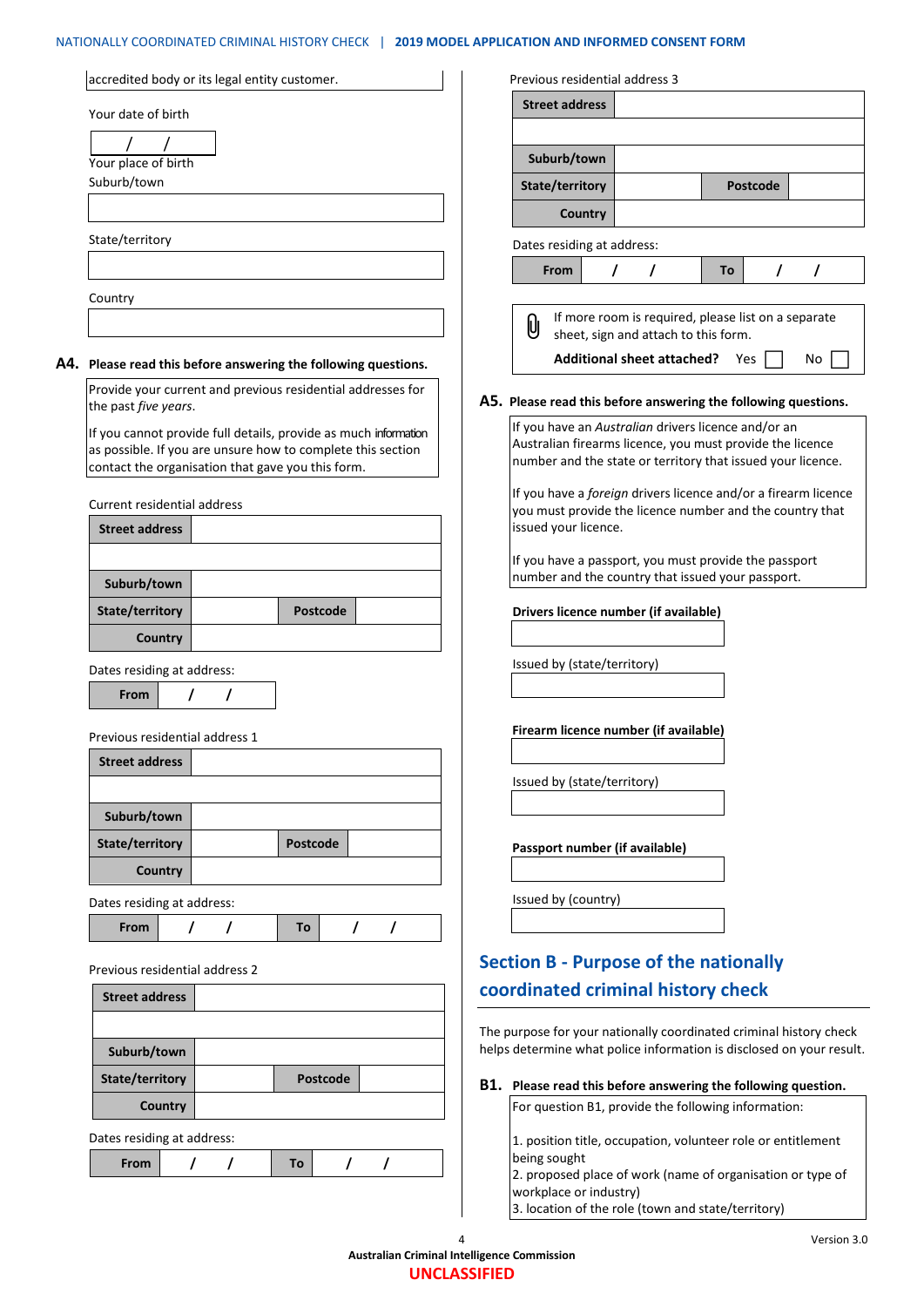accredited body or its legal entity customer.

Your date of birth

| / / |
|---|

Your place of birth

Suburb/town

| |
|---|

State/territory

| |
|---|

Country

| |
|---|

### A4. Please read this before answering the following questions.

Provide your current and previous residential addresses for the past *five years*.

If you cannot provide full details, provide as much information as possible. If you are unsure how to complete this section contact the organisation that gave you this form.

Current residential address

| **Street address** | | | |
|---|---|---|---|
| | | | |
| **Suburb/town** | | | |
| **State/territory** | | **Postcode** | |
| **Country** | | | |

Dates residing at address:

| **From** | / / |
|---|---|

Previous residential address 1

| **Street address** | | | |
|---|---|---|---|
| | | | |
| **Suburb/town** | | | |
| **State/territory** | | **Postcode** | |
| **Country** | | | |

Dates residing at address:

| **From** | / / | **To** | / / |
|---|---|---|---|

Previous residential address 2

| **Street address** | | | |
|---|---|---|---|
| | | | |
| **Suburb/town** | | | |
| **State/territory** | | **Postcode** | |
| **Country** | | | |

Dates residing at address:

| **From** | / / | **To** | / / |
|---|---|---|---|

Previous residential address 3

| **Street address** | | | |
|---|---|---|---|
| | | | |
| **Suburb/town** | | | |
| **State/territory** | | **Postcode** | |
| **Country** | | | |

Dates residing at address:

| **From** | / / | **To** | / / |
|---|---|---|---|

If more room is required, please list on a separate sheet, sign and attach to this form.

**Additional sheet attached?** Yes ☐ No ☐

### A5. Please read this before answering the following questions.

If you have an *Australian* drivers licence and/or an Australian firearms licence, you must provide the licence number and the state or territory that issued your licence.

If you have a *foreign* drivers licence and/or a firearm licence you must provide the licence number and the country that issued your licence.

If you have a passport, you must provide the passport number and the country that issued your passport.

**Drivers licence number (if available)**

| |
|---|

Issued by (state/territory)

| |
|---|

**Firearm licence number (if available)**

| |
|---|

Issued by (state/territory)

| |
|---|

**Passport number (if available)**

| |
|---|

Issued by (country)

| |
|---|

## Section B - Purpose of the nationally coordinated criminal history check

The purpose for your nationally coordinated criminal history check helps determine what police information is disclosed on your result.

### B1. Please read this before answering the following question.

For question B1, provide the following information:

1. position title, occupation, volunteer role or entitlement being sought
2. proposed place of work (name of organisation or type of workplace or industry)
3. location of the role (town and state/territory)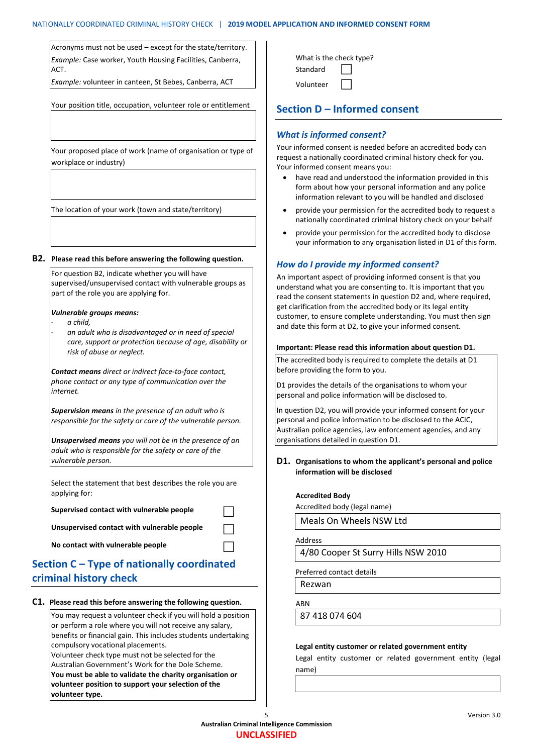Acronyms must not be used – except for the state/territory.

*Example:* Case worker, Youth Housing Facilities, Canberra, ACT.

*Example:* volunteer in canteen, St Bebes, Canberra, ACT

Your position title, occupation, volunteer role or entitlement

Your proposed place of work (name of organisation or type of workplace or industry)

The location of your work (town and state/territory)

**B2. Please read this before answering the following question.**

For question B2, indicate whether you will have supervised/unsupervised contact with vulnerable groups as part of the role you are applying for.

***Vulnerable groups means:***

- *a child,*
- *an adult who is disadvantaged or in need of special care, support or protection because of age, disability or risk of abuse or neglect.*

***Contact means*** *direct or indirect face-to-face contact, phone contact or any type of communication over the internet.*

***Supervision means*** *in the presence of an adult who is responsible for the safety or care of the vulnerable person.*

***Unsupervised means*** *you will not be in the presence of an adult who is responsible for the safety or care of the vulnerable person.*

Select the statement that best describes the role you are applying for:

**Supervised contact with vulnerable people** ☐

**Unsupervised contact with vulnerable people** ☐

**No contact with vulnerable people** ☐

## Section C – Type of nationally coordinated criminal history check

**C1. Please read this before answering the following question.**

You may request a volunteer check if you will hold a position or perform a role where you will not receive any salary, benefits or financial gain. This includes students undertaking compulsory vocational placements.
Volunteer check type must not be selected for the Australian Government's Work for the Dole Scheme.
**You must be able to validate the charity organisation or volunteer position to support your selection of the volunteer type.**

What is the check type?

Standard ☐

Volunteer ☐

## Section D – Informed consent

### *What is informed consent?*

Your informed consent is needed before an accredited body can request a nationally coordinated criminal history check for you. Your informed consent means you:

- have read and understood the information provided in this form about how your personal information and any police information relevant to you will be handled and disclosed
- provide your permission for the accredited body to request a nationally coordinated criminal history check on your behalf
- provide your permission for the accredited body to disclose your information to any organisation listed in D1 of this form.

### *How do I provide my informed consent?*

An important aspect of providing informed consent is that you understand what you are consenting to. It is important that you read the consent statements in question D2 and, where required, get clarification from the accredited body or its legal entity customer, to ensure complete understanding. You must then sign and date this form at D2, to give your informed consent.

**Important: Please read this information about question D1.**

The accredited body is required to complete the details at D1 before providing the form to you.

D1 provides the details of the organisations to whom your personal and police information will be disclosed to.

In question D2, you will provide your informed consent for your personal and police information to be disclosed to the ACIC, Australian police agencies, law enforcement agencies, and any organisations detailed in question D1.

**D1. Organisations to whom the applicant's personal and police information will be disclosed**

**Accredited Body**

Accredited body (legal name)

Meals On Wheels NSW Ltd

Address

4/80 Cooper St Surry Hills NSW 2010

Preferred contact details

Rezwan

ABN

87 418 074 604

**Legal entity customer or related government entity**

Legal entity customer or related government entity (legal name)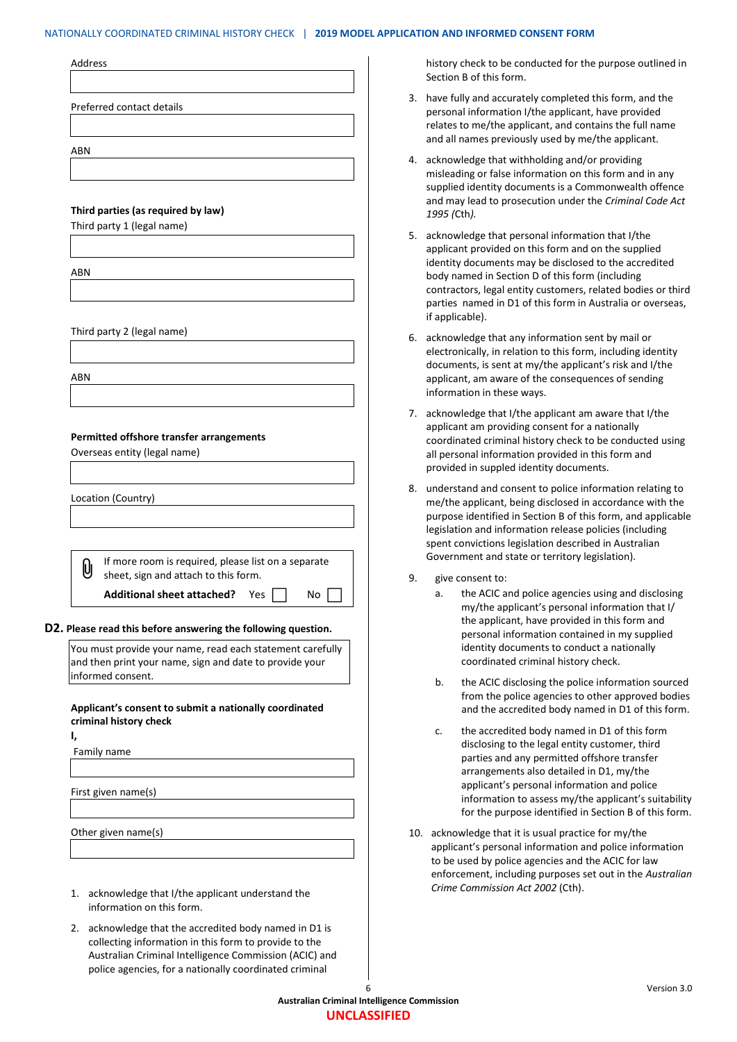Address

Preferred contact details

ABN

**Third parties (as required by law)**

Third party 1 (legal name)

ABN

Third party 2 (legal name)

ABN

**Permitted offshore transfer arrangements**

Overseas entity (legal name)

Location (Country)

If more room is required, please list on a separate sheet, sign and attach to this form.

**Additional sheet attached?** Yes ☐ No ☐

## D2. Please read this before answering the following question.

You must provide your name, read each statement carefully and then print your name, sign and date to provide your informed consent.

**Applicant's consent to submit a nationally coordinated criminal history check**

**I,**

Family name

First given name(s)

Other given name(s)

1. acknowledge that I/the applicant understand the information on this form.
2. acknowledge that the accredited body named in D1 is collecting information in this form to provide to the Australian Criminal Intelligence Commission (ACIC) and police agencies, for a nationally coordinated criminal history check to be conducted for the purpose outlined in Section B of this form.
3. have fully and accurately completed this form, and the personal information I/the applicant, have provided relates to me/the applicant, and contains the full name and all names previously used by me/the applicant.
4. acknowledge that withholding and/or providing misleading or false information on this form and in any supplied identity documents is a Commonwealth offence and may lead to prosecution under the *Criminal Code Act 1995 (*Cth*).*
5. acknowledge that personal information that I/the applicant provided on this form and on the supplied identity documents may be disclosed to the accredited body named in Section D of this form (including contractors, legal entity customers, related bodies or third parties named in D1 of this form in Australia or overseas, if applicable).
6. acknowledge that any information sent by mail or electronically, in relation to this form, including identity documents, is sent at my/the applicant's risk and I/the applicant, am aware of the consequences of sending information in these ways.
7. acknowledge that I/the applicant am aware that I/the applicant am providing consent for a nationally coordinated criminal history check to be conducted using all personal information provided in this form and provided in suppled identity documents.
8. understand and consent to police information relating to me/the applicant, being disclosed in accordance with the purpose identified in Section B of this form, and applicable legislation and information release policies (including spent convictions legislation described in Australian Government and state or territory legislation).
9. give consent to:
   a. the ACIC and police agencies using and disclosing my/the applicant's personal information that I/ the applicant, have provided in this form and personal information contained in my supplied identity documents to conduct a nationally coordinated criminal history check.
   b. the ACIC disclosing the police information sourced from the police agencies to other approved bodies and the accredited body named in D1 of this form.
   c. the accredited body named in D1 of this form disclosing to the legal entity customer, third parties and any permitted offshore transfer arrangements also detailed in D1, my/the applicant's personal information and police information to assess my/the applicant's suitability for the purpose identified in Section B of this form.
10. acknowledge that it is usual practice for my/the applicant's personal information and police information to be used by police agencies and the ACIC for law enforcement, including purposes set out in the *Australian Crime Commission Act 2002* (Cth).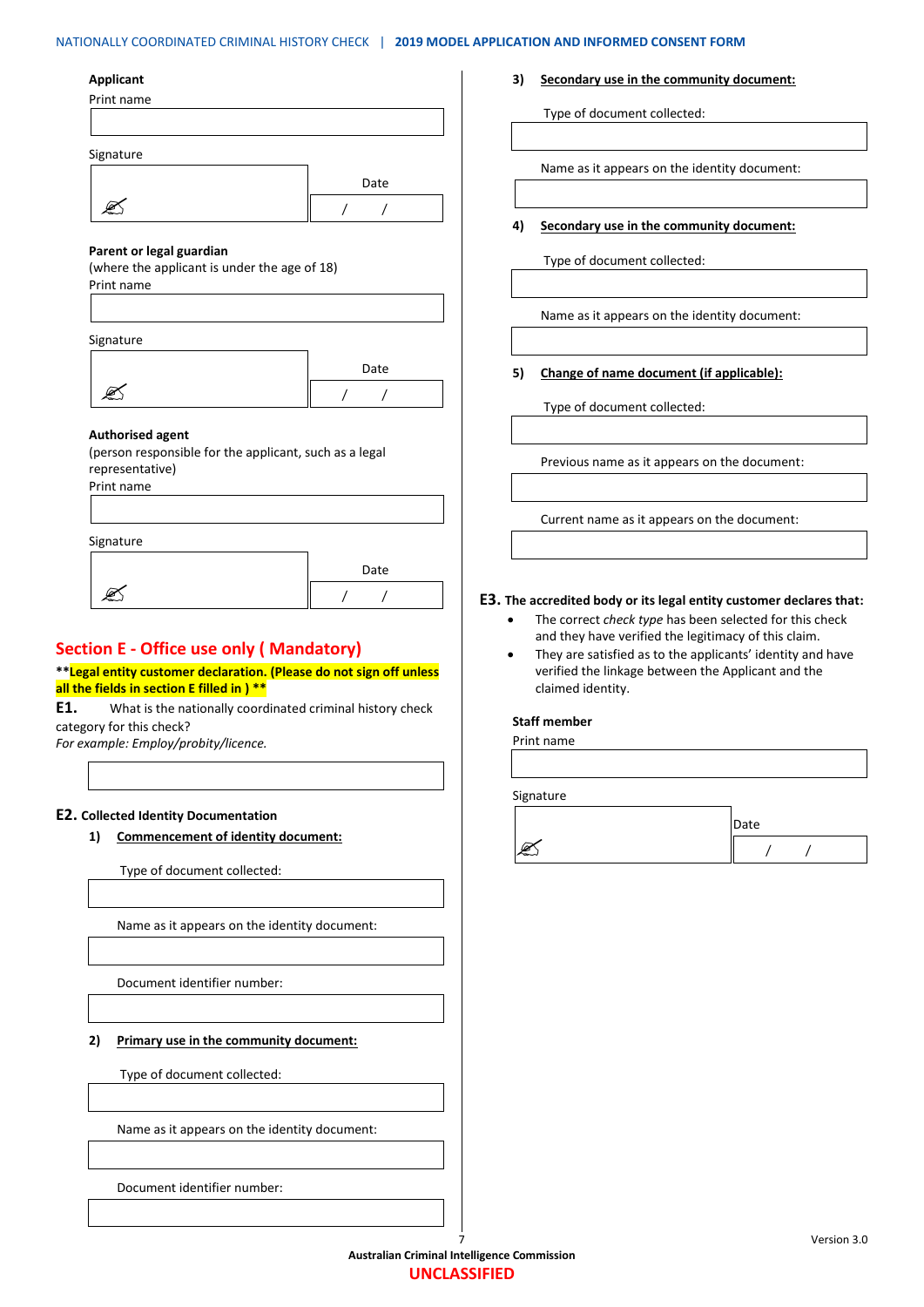**Applicant**

Print name

Signature

Date / /

**Parent or legal guardian**
(where the applicant is under the age of 18)

Print name

Signature

Date / /

**Authorised agent**
(person responsible for the applicant, such as a legal representative)

Print name

Signature

Date / /

## Section E - Office use only ( Mandatory)

****Legal entity customer declaration. (Please do not sign off unless all the fields in section E filled in ) ****

**E1.** What is the nationally coordinated criminal history check category for this check?
*For example: Employ/probity/licence.*

**E2. Collected Identity Documentation**

1) **Commencement of identity document:**

Type of document collected:

Name as it appears on the identity document:

Document identifier number:

2) **Primary use in the community document:**

Type of document collected:

Name as it appears on the identity document:

Document identifier number:

3) **Secondary use in the community document:**

Type of document collected:

Name as it appears on the identity document:

4) **Secondary use in the community document:**

Type of document collected:

Name as it appears on the identity document:

5) **Change of name document (if applicable):**

Type of document collected:

Previous name as it appears on the document:

Current name as it appears on the document:

**E3. The accredited body or its legal entity customer declares that:**

- The correct *check type* has been selected for this check and they have verified the legitimacy of this claim.
- They are satisfied as to the applicants' identity and have verified the linkage between the Applicant and the claimed identity.

**Staff member**

Print name

Signature

Date / /

Version 3.0

**Australian Criminal Intelligence Commission**

**UNCLASSIFIED**